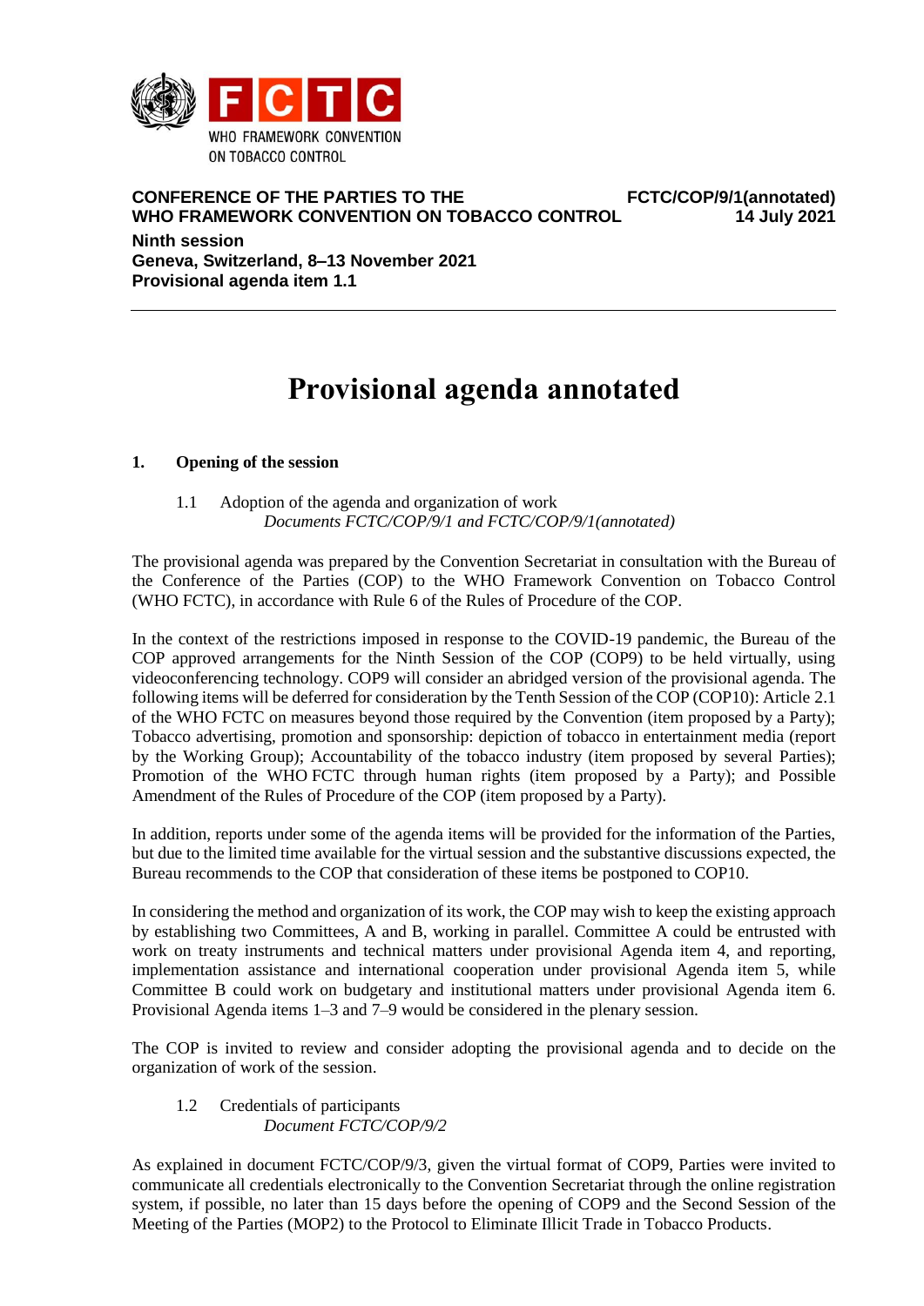WHO FRAMEWORK CONVENTION ON TOBACCO CONTROL

**CONFERENCE OF THE PARTIES TO THE WHO FRAMEWORK CONVENTION ON TOBACCO CONTROL**

**FCTC/COP/9/1(annotated)**
**14 July 2021**

**Ninth session**
**Geneva, Switzerland, 8–13 November 2021**
**Provisional agenda item 1.1**

# Provisional agenda annotated

## 1. Opening of the session

1.1 Adoption of the agenda and organization of work
*Documents FCTC/COP/9/1 and FCTC/COP/9/1(annotated)*

The provisional agenda was prepared by the Convention Secretariat in consultation with the Bureau of the Conference of the Parties (COP) to the WHO Framework Convention on Tobacco Control (WHO FCTC), in accordance with Rule 6 of the Rules of Procedure of the COP.

In the context of the restrictions imposed in response to the COVID-19 pandemic, the Bureau of the COP approved arrangements for the Ninth Session of the COP (COP9) to be held virtually, using videoconferencing technology. COP9 will consider an abridged version of the provisional agenda. The following items will be deferred for consideration by the Tenth Session of the COP (COP10): Article 2.1 of the WHO FCTC on measures beyond those required by the Convention (item proposed by a Party); Tobacco advertising, promotion and sponsorship: depiction of tobacco in entertainment media (report by the Working Group); Accountability of the tobacco industry (item proposed by several Parties); Promotion of the WHO FCTC through human rights (item proposed by a Party); and Possible Amendment of the Rules of Procedure of the COP (item proposed by a Party).

In addition, reports under some of the agenda items will be provided for the information of the Parties, but due to the limited time available for the virtual session and the substantive discussions expected, the Bureau recommends to the COP that consideration of these items be postponed to COP10.

In considering the method and organization of its work, the COP may wish to keep the existing approach by establishing two Committees, A and B, working in parallel. Committee A could be entrusted with work on treaty instruments and technical matters under provisional Agenda item 4, and reporting, implementation assistance and international cooperation under provisional Agenda item 5, while Committee B could work on budgetary and institutional matters under provisional Agenda item 6. Provisional Agenda items 1–3 and 7–9 would be considered in the plenary session.

The COP is invited to review and consider adopting the provisional agenda and to decide on the organization of work of the session.

1.2 Credentials of participants
*Document FCTC/COP/9/2*

As explained in document FCTC/COP/9/3, given the virtual format of COP9, Parties were invited to communicate all credentials electronically to the Convention Secretariat through the online registration system, if possible, no later than 15 days before the opening of COP9 and the Second Session of the Meeting of the Parties (MOP2) to the Protocol to Eliminate Illicit Trade in Tobacco Products.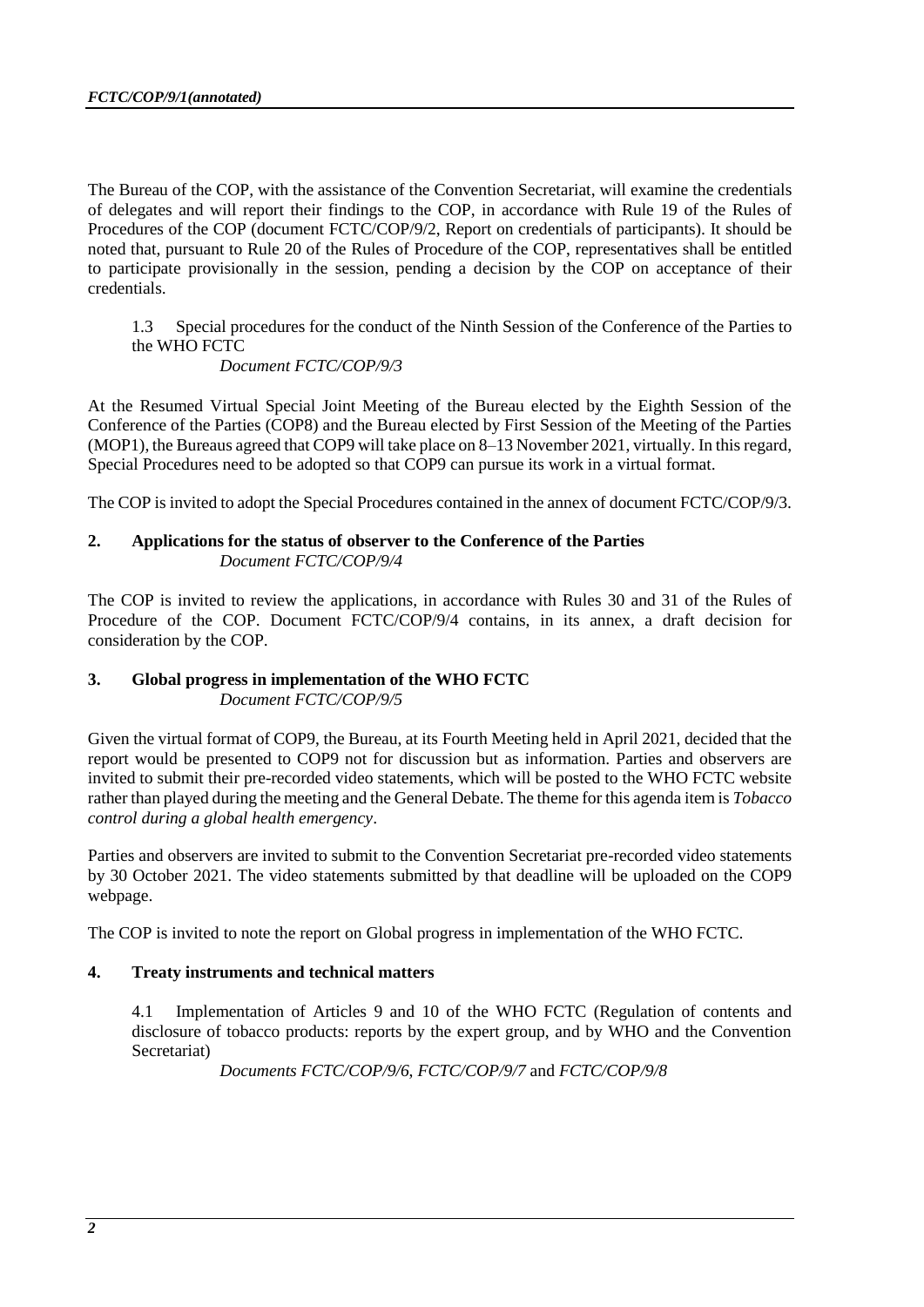The Bureau of the COP, with the assistance of the Convention Secretariat, will examine the credentials of delegates and will report their findings to the COP, in accordance with Rule 19 of the Rules of Procedures of the COP (document FCTC/COP/9/2, Report on credentials of participants). It should be noted that, pursuant to Rule 20 of the Rules of Procedure of the COP, representatives shall be entitled to participate provisionally in the session, pending a decision by the COP on acceptance of their credentials.

1.3 Special procedures for the conduct of the Ninth Session of the Conference of the Parties to the WHO FCTC

*Document FCTC/COP/9/3*

At the Resumed Virtual Special Joint Meeting of the Bureau elected by the Eighth Session of the Conference of the Parties (COP8) and the Bureau elected by First Session of the Meeting of the Parties (MOP1), the Bureaus agreed that COP9 will take place on 8–13 November 2021, virtually. In this regard, Special Procedures need to be adopted so that COP9 can pursue its work in a virtual format.

The COP is invited to adopt the Special Procedures contained in the annex of document FCTC/COP/9/3.

**2. Applications for the status of observer to the Conference of the Parties**

*Document FCTC/COP/9/4*

The COP is invited to review the applications, in accordance with Rules 30 and 31 of the Rules of Procedure of the COP. Document FCTC/COP/9/4 contains, in its annex, a draft decision for consideration by the COP.

**3. Global progress in implementation of the WHO FCTC**

*Document FCTC/COP/9/5*

Given the virtual format of COP9, the Bureau, at its Fourth Meeting held in April 2021, decided that the report would be presented to COP9 not for discussion but as information. Parties and observers are invited to submit their pre-recorded video statements, which will be posted to the WHO FCTC website rather than played during the meeting and the General Debate. The theme for this agenda item is *Tobacco control during a global health emergency*.

Parties and observers are invited to submit to the Convention Secretariat pre-recorded video statements by 30 October 2021. The video statements submitted by that deadline will be uploaded on the COP9 webpage.

The COP is invited to note the report on Global progress in implementation of the WHO FCTC.

**4. Treaty instruments and technical matters**

4.1 Implementation of Articles 9 and 10 of the WHO FCTC (Regulation of contents and disclosure of tobacco products: reports by the expert group, and by WHO and the Convention Secretariat)

*Documents FCTC/COP/9/6, FCTC/COP/9/7* and *FCTC/COP/9/8*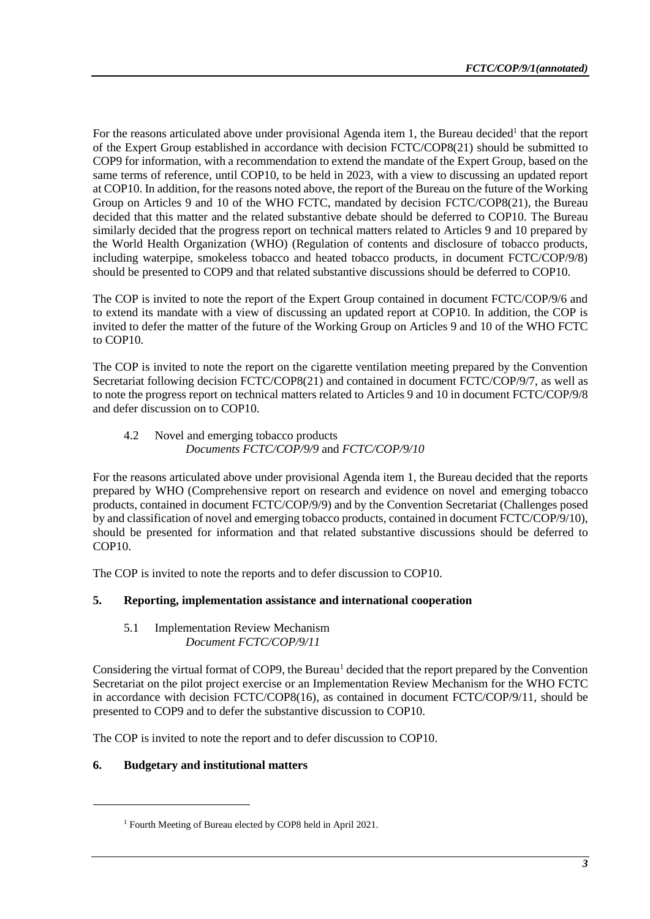For the reasons articulated above under provisional Agenda item 1, the Bureau decided[1] that the report of the Expert Group established in accordance with decision FCTC/COP8(21) should be submitted to COP9 for information, with a recommendation to extend the mandate of the Expert Group, based on the same terms of reference, until COP10, to be held in 2023, with a view to discussing an updated report at COP10. In addition, for the reasons noted above, the report of the Bureau on the future of the Working Group on Articles 9 and 10 of the WHO FCTC, mandated by decision FCTC/COP8(21), the Bureau decided that this matter and the related substantive debate should be deferred to COP10. The Bureau similarly decided that the progress report on technical matters related to Articles 9 and 10 prepared by the World Health Organization (WHO) (Regulation of contents and disclosure of tobacco products, including waterpipe, smokeless tobacco and heated tobacco products, in document FCTC/COP/9/8) should be presented to COP9 and that related substantive discussions should be deferred to COP10.

The COP is invited to note the report of the Expert Group contained in document FCTC/COP/9/6 and to extend its mandate with a view of discussing an updated report at COP10. In addition, the COP is invited to defer the matter of the future of the Working Group on Articles 9 and 10 of the WHO FCTC to COP10.

The COP is invited to note the report on the cigarette ventilation meeting prepared by the Convention Secretariat following decision FCTC/COP8(21) and contained in document FCTC/COP/9/7, as well as to note the progress report on technical matters related to Articles 9 and 10 in document FCTC/COP/9/8 and defer discussion on to COP10.

4.2 Novel and emerging tobacco products
*Documents FCTC/COP/9/9* and *FCTC/COP/9/10*

For the reasons articulated above under provisional Agenda item 1, the Bureau decided that the reports prepared by WHO (Comprehensive report on research and evidence on novel and emerging tobacco products, contained in document FCTC/COP/9/9) and by the Convention Secretariat (Challenges posed by and classification of novel and emerging tobacco products, contained in document FCTC/COP/9/10), should be presented for information and that related substantive discussions should be deferred to COP10.

The COP is invited to note the reports and to defer discussion to COP10.

**5. Reporting, implementation assistance and international cooperation**

5.1 Implementation Review Mechanism
*Document FCTC/COP/9/11*

Considering the virtual format of COP9, the Bureau[1] decided that the report prepared by the Convention Secretariat on the pilot project exercise or an Implementation Review Mechanism for the WHO FCTC in accordance with decision FCTC/COP8(16), as contained in document FCTC/COP/9/11, should be presented to COP9 and to defer the substantive discussion to COP10.

The COP is invited to note the report and to defer discussion to COP10.

**6. Budgetary and institutional matters**

---

[1] Fourth Meeting of Bureau elected by COP8 held in April 2021.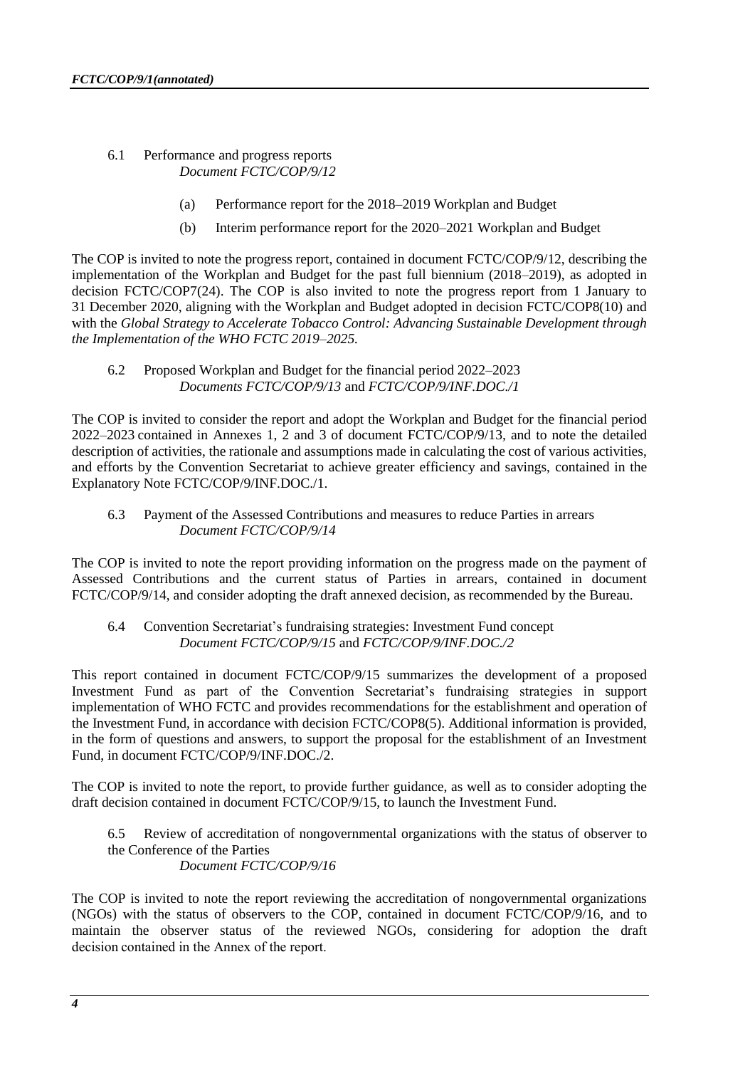6.1 Performance and progress reports
*Document FCTC/COP/9/12*

(a) Performance report for the 2018–2019 Workplan and Budget

(b) Interim performance report for the 2020–2021 Workplan and Budget

The COP is invited to note the progress report, contained in document FCTC/COP/9/12, describing the implementation of the Workplan and Budget for the past full biennium (2018–2019), as adopted in decision FCTC/COP7(24). The COP is also invited to note the progress report from 1 January to 31 December 2020, aligning with the Workplan and Budget adopted in decision FCTC/COP8(10) and with the *Global Strategy to Accelerate Tobacco Control: Advancing Sustainable Development through the Implementation of the WHO FCTC 2019–2025.*

6.2 Proposed Workplan and Budget for the financial period 2022–2023
*Documents FCTC/COP/9/13* and *FCTC/COP/9/INF.DOC./1*

The COP is invited to consider the report and adopt the Workplan and Budget for the financial period 2022–2023 contained in Annexes 1, 2 and 3 of document FCTC/COP/9/13, and to note the detailed description of activities, the rationale and assumptions made in calculating the cost of various activities, and efforts by the Convention Secretariat to achieve greater efficiency and savings, contained in the Explanatory Note FCTC/COP/9/INF.DOC./1.

6.3 Payment of the Assessed Contributions and measures to reduce Parties in arrears
*Document FCTC/COP/9/14*

The COP is invited to note the report providing information on the progress made on the payment of Assessed Contributions and the current status of Parties in arrears, contained in document FCTC/COP/9/14, and consider adopting the draft annexed decision, as recommended by the Bureau.

6.4 Convention Secretariat's fundraising strategies: Investment Fund concept
*Document FCTC/COP/9/15* and *FCTC/COP/9/INF.DOC./2*

This report contained in document FCTC/COP/9/15 summarizes the development of a proposed Investment Fund as part of the Convention Secretariat's fundraising strategies in support implementation of WHO FCTC and provides recommendations for the establishment and operation of the Investment Fund, in accordance with decision FCTC/COP8(5). Additional information is provided, in the form of questions and answers, to support the proposal for the establishment of an Investment Fund, in document FCTC/COP/9/INF.DOC./2.

The COP is invited to note the report, to provide further guidance, as well as to consider adopting the draft decision contained in document FCTC/COP/9/15, to launch the Investment Fund.

6.5 Review of accreditation of nongovernmental organizations with the status of observer to the Conference of the Parties
*Document FCTC/COP/9/16*

The COP is invited to note the report reviewing the accreditation of nongovernmental organizations (NGOs) with the status of observers to the COP, contained in document FCTC/COP/9/16, and to maintain the observer status of the reviewed NGOs, considering for adoption the draft decision contained in the Annex of the report.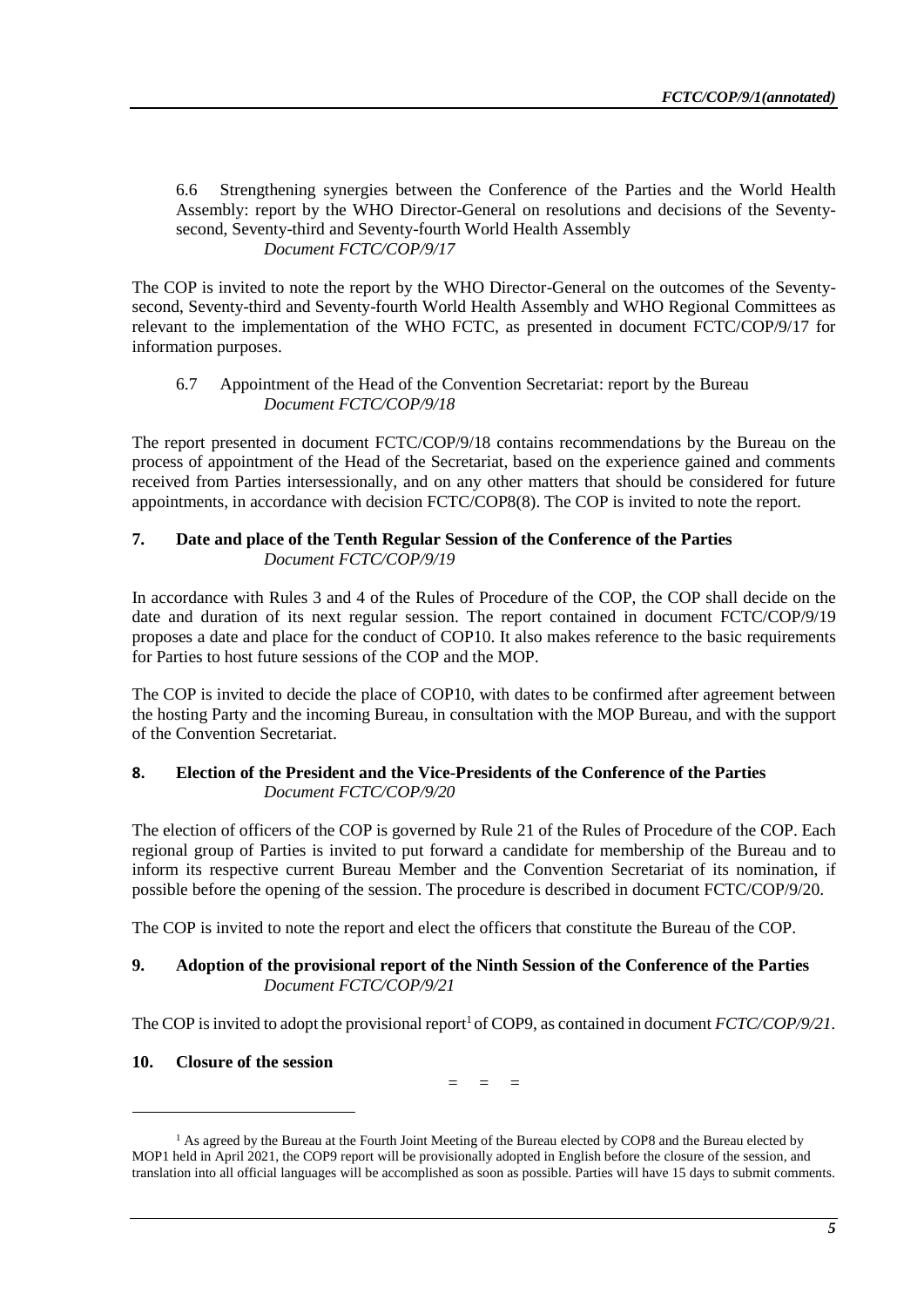6.6 Strengthening synergies between the Conference of the Parties and the World Health Assembly: report by the WHO Director-General on resolutions and decisions of the Seventy-second, Seventy-third and Seventy-fourth World Health Assembly
*Document FCTC/COP/9/17*

The COP is invited to note the report by the WHO Director-General on the outcomes of the Seventy-second, Seventy-third and Seventy-fourth World Health Assembly and WHO Regional Committees as relevant to the implementation of the WHO FCTC, as presented in document FCTC/COP/9/17 for information purposes.

6.7 Appointment of the Head of the Convention Secretariat: report by the Bureau
*Document FCTC/COP/9/18*

The report presented in document FCTC/COP/9/18 contains recommendations by the Bureau on the process of appointment of the Head of the Secretariat, based on the experience gained and comments received from Parties intersessionally, and on any other matters that should be considered for future appointments, in accordance with decision FCTC/COP8(8). The COP is invited to note the report.

## 7. Date and place of the Tenth Regular Session of the Conference of the Parties
*Document FCTC/COP/9/19*

In accordance with Rules 3 and 4 of the Rules of Procedure of the COP, the COP shall decide on the date and duration of its next regular session. The report contained in document FCTC/COP/9/19 proposes a date and place for the conduct of COP10. It also makes reference to the basic requirements for Parties to host future sessions of the COP and the MOP.

The COP is invited to decide the place of COP10, with dates to be confirmed after agreement between the hosting Party and the incoming Bureau, in consultation with the MOP Bureau, and with the support of the Convention Secretariat.

## 8. Election of the President and the Vice-Presidents of the Conference of the Parties
*Document FCTC/COP/9/20*

The election of officers of the COP is governed by Rule 21 of the Rules of Procedure of the COP. Each regional group of Parties is invited to put forward a candidate for membership of the Bureau and to inform its respective current Bureau Member and the Convention Secretariat of its nomination, if possible before the opening of the session. The procedure is described in document FCTC/COP/9/20.

The COP is invited to note the report and elect the officers that constitute the Bureau of the COP.

## 9. Adoption of the provisional report of the Ninth Session of the Conference of the Parties
*Document FCTC/COP/9/21*

The COP is invited to adopt the provisional report[1] of COP9, as contained in document *FCTC/COP/9/21*.

## 10. Closure of the session

= = =

[1] As agreed by the Bureau at the Fourth Joint Meeting of the Bureau elected by COP8 and the Bureau elected by MOP1 held in April 2021, the COP9 report will be provisionally adopted in English before the closure of the session, and translation into all official languages will be accomplished as soon as possible. Parties will have 15 days to submit comments.